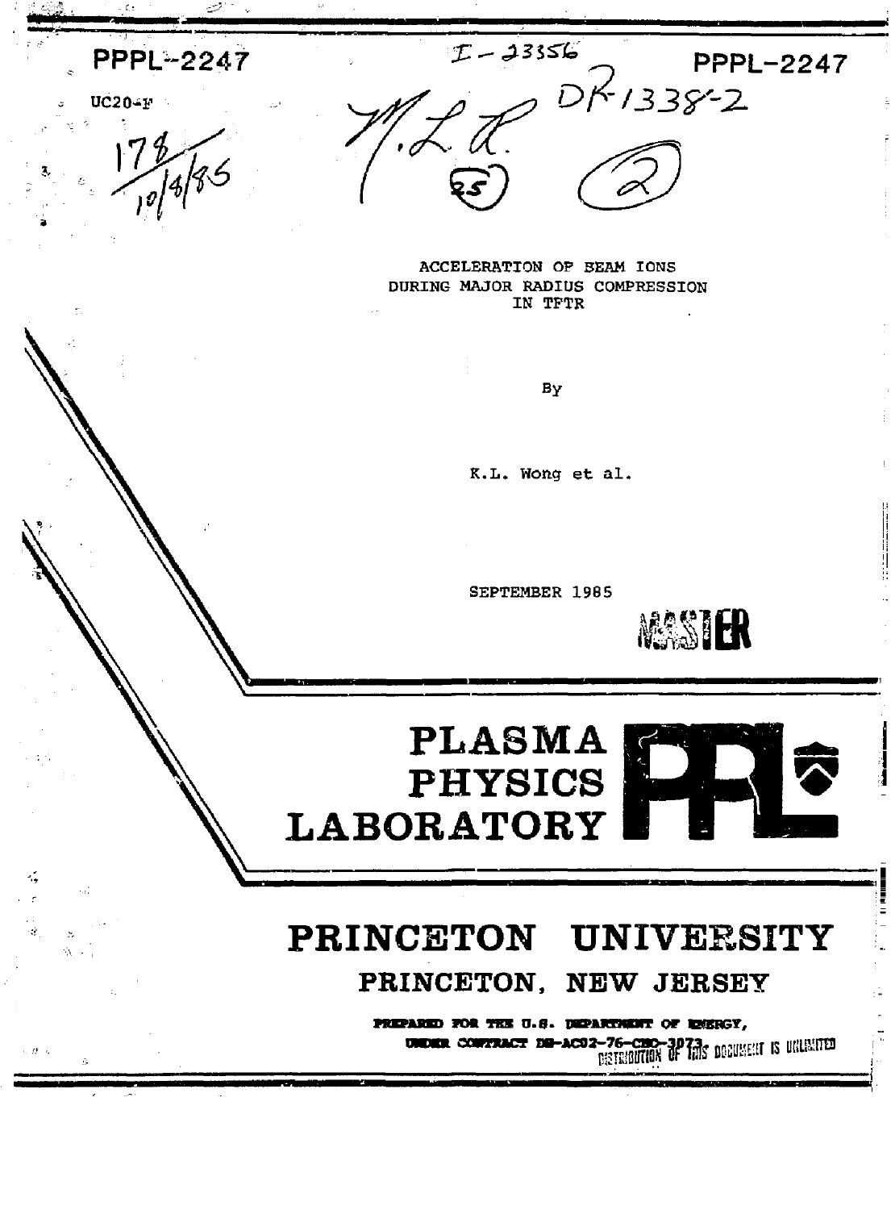PPPL-2247

UC20-F

I-23356

PPPL-2247

DR-1338-2

ACCELERATION OF BEAM IONS
DURING MAJOR RADIUS COMPRESSION
IN TFTR

By

K.L. Wong et al.

SEPTEMBER 1985

MASTER

# PLASMA PHYSICS LABORATORY

# PRINCETON UNIVERSITY

## PRINCETON, NEW JERSEY

PREPARED FOR THE U.S. DEPARTMENT OF ENERGY,
UNDER CONTRACT DE-AC02-76-CHO-3073.

DISTRIBUTION OF THIS DOCUMENT IS UNLIMITED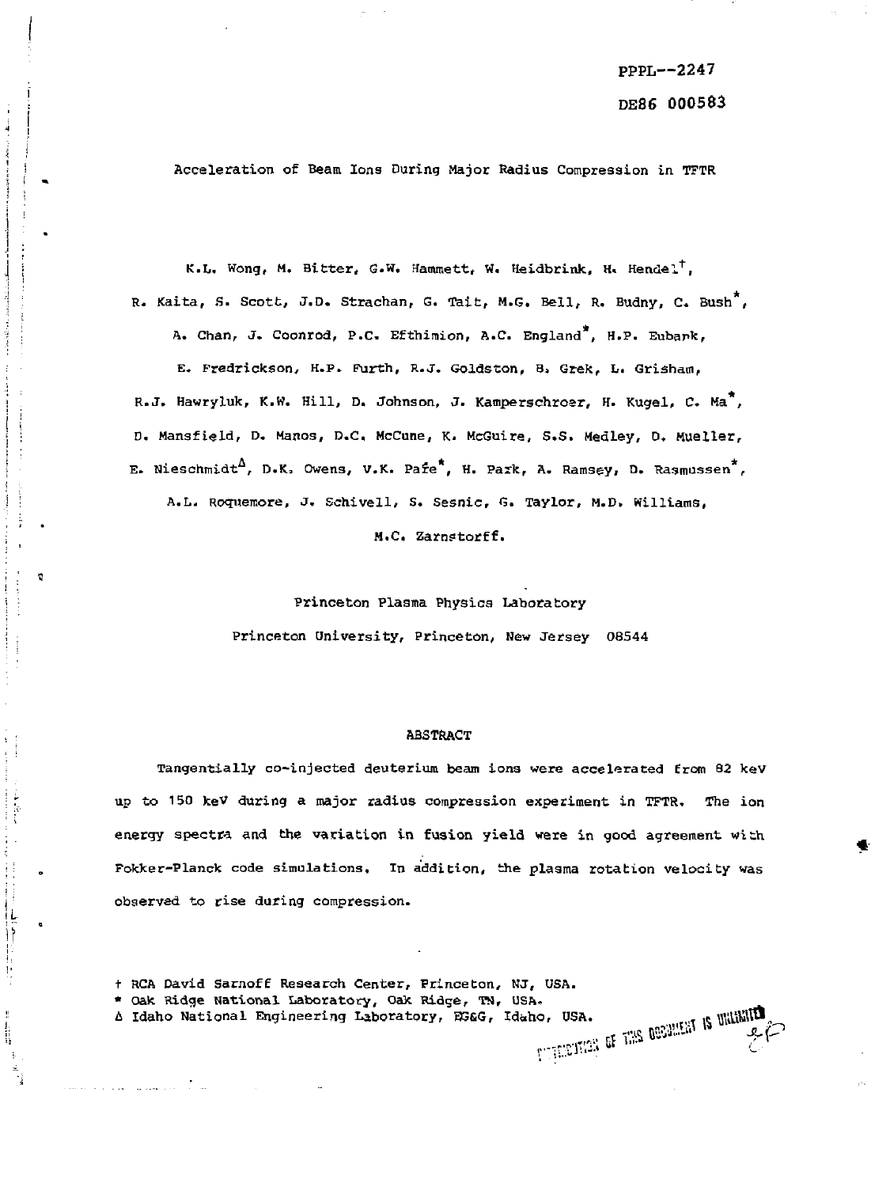PPPL--2247

DE86 000583

# Acceleration of Beam Ions During Major Radius Compression in TFTR

K.L. Wong, M. Bitter, G.W. Hammett, W. Heidbrink, H. Hendel[†], R. Kaita, S. Scott, J.D. Strachan, G. Tait, M.G. Bell, R. Budny, C. Bush[*], A. Chan, J. Coonrod, P.C. Efthimion, A.C. England[*], H.P. Eubank, E. Fredrickson, H.P. Furth, R.J. Goldston, B. Grek, L. Grisham, R.J. Hawryluk, K.W. Hill, D. Johnson, J. Kamperschroer, H. Kugel, C. Ma[*], D. Mansfield, D. Manos, D.C. McCune, K. McGuire, S.S. Medley, D. Mueller, E. Nieschmidt[Δ], D.K. Owens, V.K. Paré[*], H. Park, A. Ramsey, D. Rasmussen[*], A.L. Roquemore, J. Schivell, S. Sesnic, G. Taylor, M.D. Williams, M.C. Zarnstorff.

Princeton Plasma Physics Laboratory
Princeton University, Princeton, New Jersey 08544

## ABSTRACT

Tangentially co-injected deuterium beam ions were accelerated from 82 keV up to 150 keV during a major radius compression experiment in TFTR. The ion energy spectra and the variation in fusion yield were in good agreement with Fokker-Planck code simulations. In addition, the plasma rotation velocity was observed to rise during compression.

† RCA David Sarnoff Research Center, Princeton, NJ, USA.
\* Oak Ridge National Laboratory, Oak Ridge, TN, USA.
Δ Idaho National Engineering Laboratory, EG&G, Idaho, USA.

DISTRIBUTION OF THIS DOCUMENT IS UNLIMITED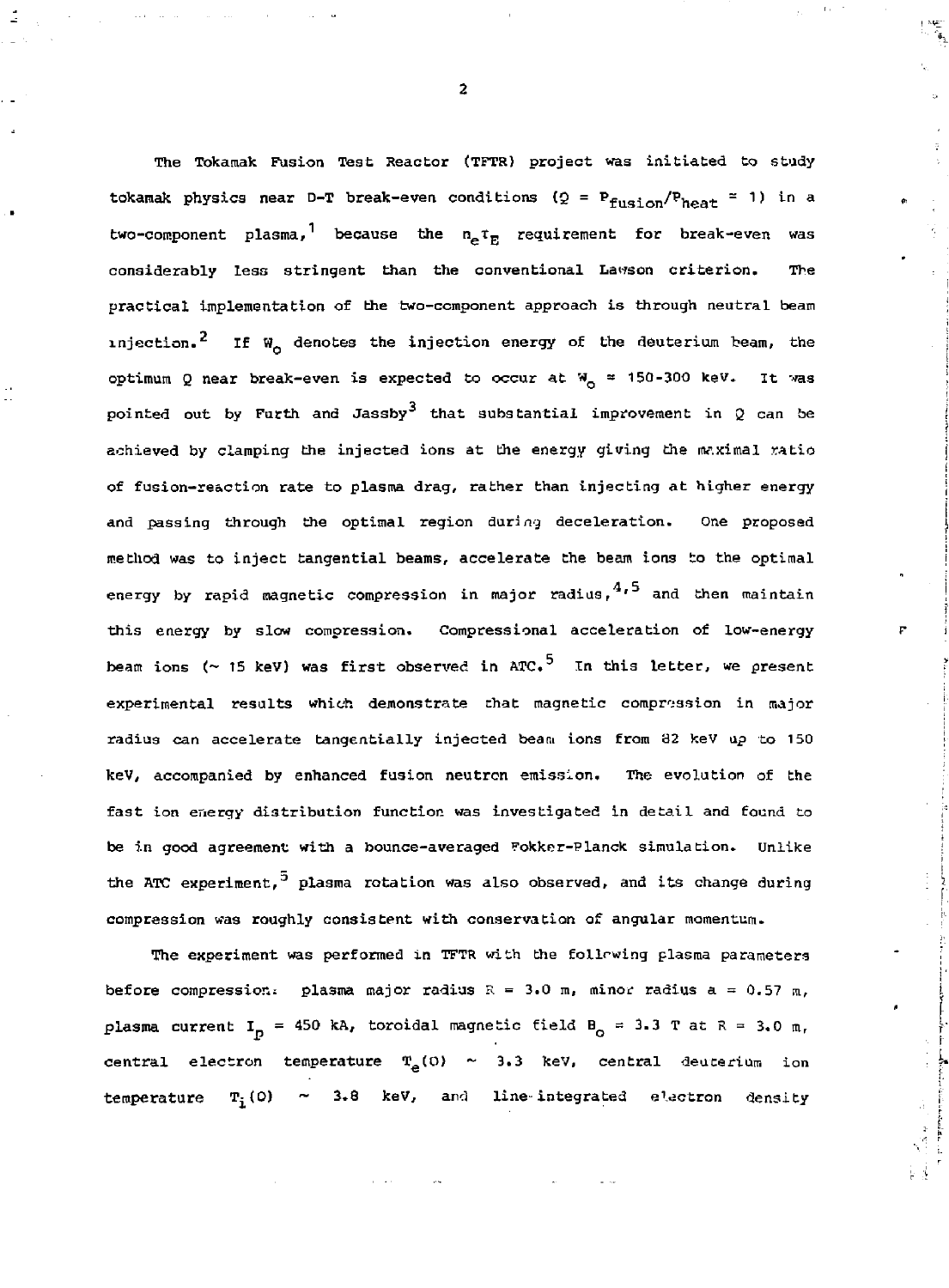The Tokamak Fusion Test Reactor (TFTR) project was initiated to study tokamak physics near D-T break-even conditions ($Q = P_{fusion}/P_{heat} = 1$) in a two-component plasma,[1] because the $n_e \tau_E$ requirement for break-even was considerably less stringent than the conventional Lawson criterion. The practical implementation of the two-component approach is through neutral beam injection.[2] If $W_o$ denotes the injection energy of the deuterium beam, the optimum Q near break-even is expected to occur at $W_o \approx 150$-$300$ keV. It was pointed out by Furth and Jassby[3] that substantial improvement in Q can be achieved by clamping the injected ions at the energy giving the maximal ratio of fusion-reaction rate to plasma drag, rather than injecting at higher energy and passing through the optimal region during deceleration. One proposed method was to inject tangential beams, accelerate the beam ions to the optimal energy by rapid magnetic compression in major radius,[4,5] and then maintain this energy by slow compression. Compressional acceleration of low-energy beam ions (~ 15 keV) was first observed in ATC.[5] In this letter, we present experimental results which demonstrate that magnetic compression in major radius can accelerate tangentially injected beam ions from 82 keV up to 150 keV, accompanied by enhanced fusion neutron emission. The evolution of the fast ion energy distribution function was investigated in detail and found to be in good agreement with a bounce-averaged Fokker-Planck simulation. Unlike the ATC experiment,[5] plasma rotation was also observed, and its change during compression was roughly consistent with conservation of angular momentum.

The experiment was performed in TFTR with the following plasma parameters before compression: plasma major radius $R = 3.0$ m, minor radius $a = 0.57$ m, plasma current $I_p = 450$ kA, toroidal magnetic field $B_o = 3.3$ T at $R = 3.0$ m, central electron temperature $T_e(0) \sim 3.3$ keV, central deuterium ion temperature $T_i(0) \sim 3.8$ keV, and line-integrated electron density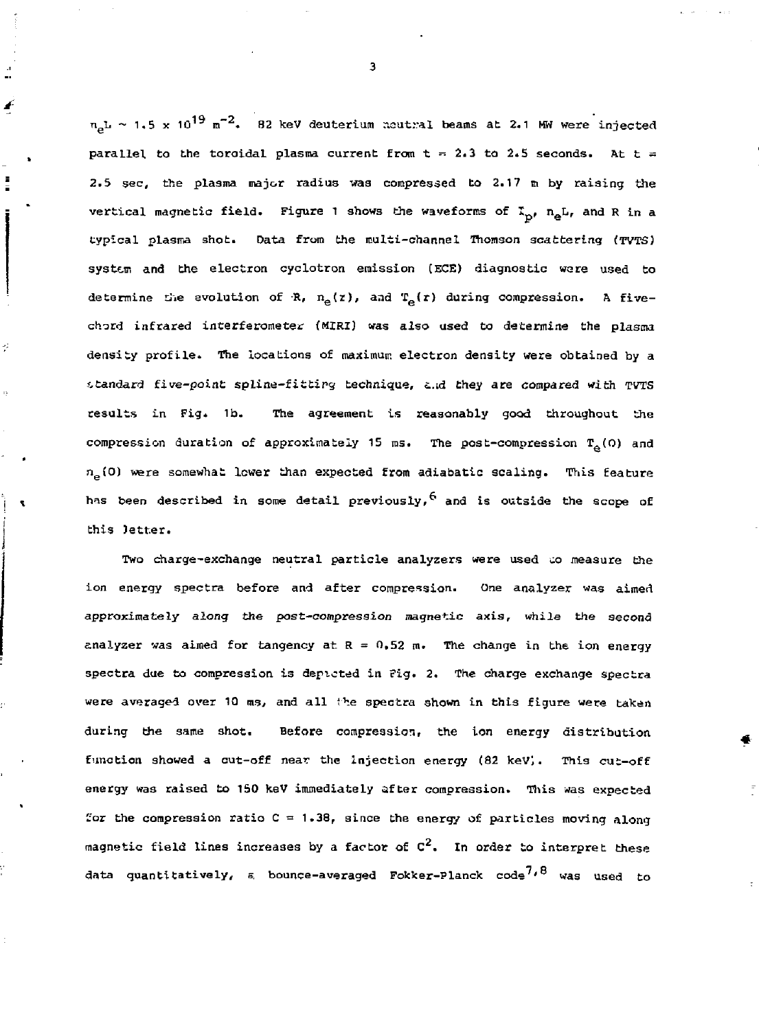$n_eL \sim 1.5 \times 10^{19}\ m^{-2}$. 82 keV deuterium neutral beams at 2.1 MW were injected parallel to the toroidal plasma current from t = 2.3 to 2.5 seconds. At t = 2.5 sec, the plasma major radius was compressed to 2.17 m by raising the vertical magnetic field. Figure 1 shows the waveforms of $I_p$, $n_eL$, and R in a typical plasma shot. Data from the multi-channel Thomson scattering (TVTS) system and the electron cyclotron emission (ECE) diagnostic were used to determine the evolution of R, $n_e(r)$, and $T_e(r)$ during compression. A five-chord infrared interferometer (MIRI) was also used to determine the plasma density profile. The locations of maximum electron density were obtained by a standard five-point spline-fitting technique, and they are compared with TVTS results in Fig. 1b. The agreement is reasonably good throughout the compression duration of approximately 15 ms. The post-compression $T_e(0)$ and $n_e(0)$ were somewhat lower than expected from adiabatic scaling. This feature has been described in some detail previously,[6] and is outside the scope of this letter.

Two charge-exchange neutral particle analyzers were used to measure the ion energy spectra before and after compression. One analyzer was aimed approximately along the post-compression magnetic axis, while the second analyzer was aimed for tangency at R = 0.52 m. The change in the ion energy spectra due to compression is depicted in Fig. 2. The charge exchange spectra were averaged over 10 ms, and all the spectra shown in this figure were taken during the same shot. Before compression, the ion energy distribution function showed a cut-off near the injection energy (82 keV). This cut-off energy was raised to 150 keV immediately after compression. This was expected for the compression ratio C = 1.38, since the energy of particles moving along magnetic field lines increases by a factor of $C^2$. In order to interpret these data quantitatively, a bounce-averaged Fokker-Planck code[7,8] was used to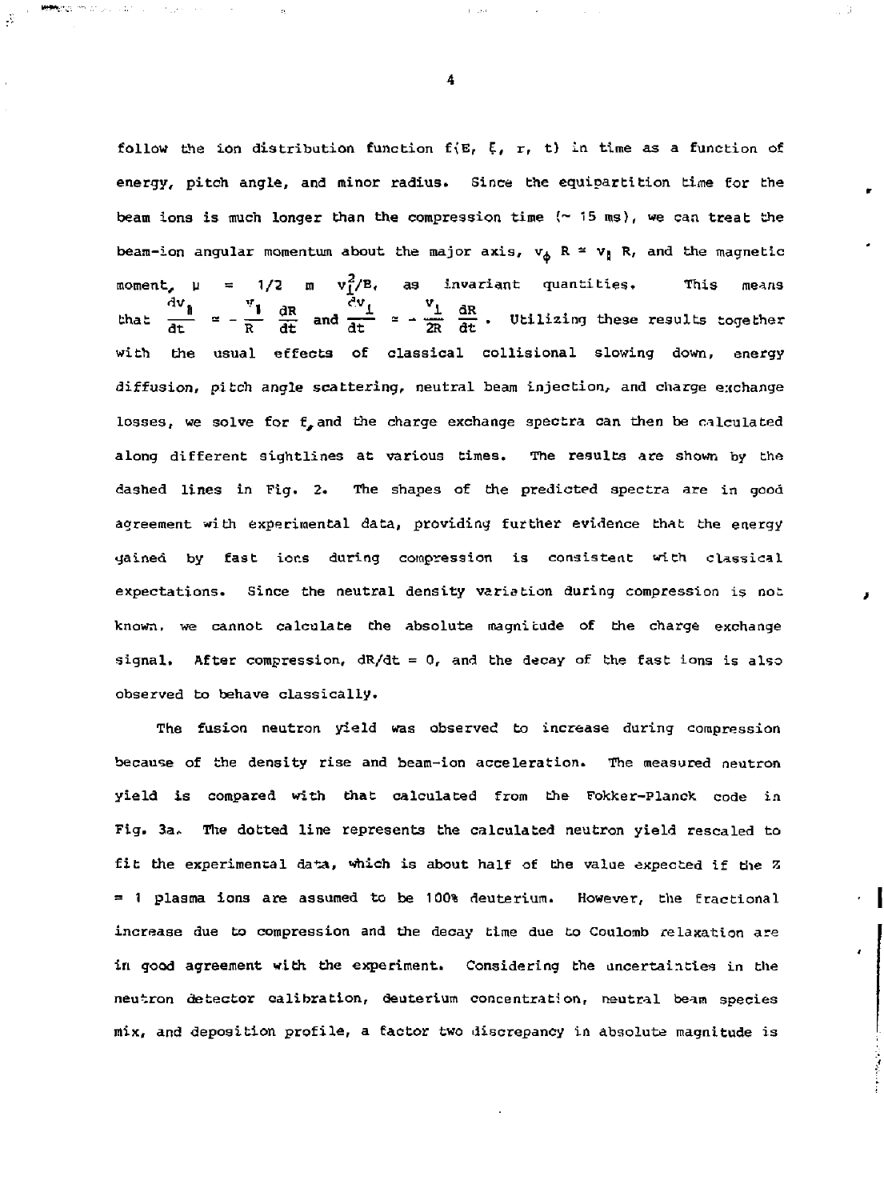follow the ion distribution function $f(E, \xi, r, t)$ in time as a function of energy, pitch angle, and minor radius. Since the equipartition time for the beam ions is much longer than the compression time (~ 15 ms), we can treat the beam-ion angular momentum about the major axis, $v_\phi R \approx v_\parallel R$, and the magnetic moment, $\mu = 1/2\ m\ v_\perp^2/B$, as invariant quantities. This means that $\frac{dv_\parallel}{dt} \approx -\frac{v_\parallel}{R}\frac{dR}{dt}$ and $\frac{dv_\perp}{dt} \approx -\frac{v_\perp}{2R}\frac{dR}{dt}$. Utilizing these results together with the usual effects of classical collisional slowing down, energy diffusion, pitch angle scattering, neutral beam injection, and charge exchange losses, we solve for $f$, and the charge exchange spectra can then be calculated along different sightlines at various times. The results are shown by the dashed lines in Fig. 2. The shapes of the predicted spectra are in good agreement with experimental data, providing further evidence that the energy gained by fast ions during compression is consistent with classical expectations. Since the neutral density variation during compression is not known, we cannot calculate the absolute magnitude of the charge exchange signal. After compression, $dR/dt = 0$, and the decay of the fast ions is also observed to behave classically.

The fusion neutron yield was observed to increase during compression because of the density rise and beam-ion acceleration. The measured neutron yield is compared with that calculated from the Fokker-Planck code in Fig. 3a. The dotted line represents the calculated neutron yield rescaled to fit the experimental data, which is about half of the value expected if the $Z = 1$ plasma ions are assumed to be 100% deuterium. However, the fractional increase due to compression and the decay time due to Coulomb relaxation are in good agreement with the experiment. Considering the uncertainties in the neutron detector calibration, deuterium concentration, neutral beam species mix, and deposition profile, a factor two discrepancy in absolute magnitude is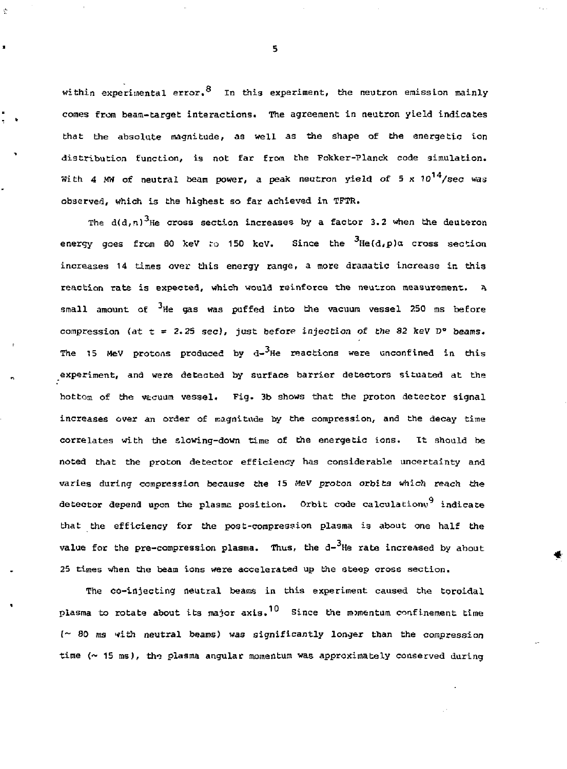within experimental error.[8] In this experiment, the neutron emission mainly comes from beam-target interactions. The agreement in neutron yield indicates that the absolute magnitude, as well as the shape of the energetic ion distribution function, is not far from the Fokker-Planck code simulation. With 4 MW of neutral beam power, a peak neutron yield of $5 \times 10^{14}$/sec was observed, which is the highest so far achieved in TFTR.

The $d(d,n)^3He$ cross section increases by a factor 3.2 when the deuteron energy goes from 80 keV to 150 keV. Since the $^3He(d,p)\alpha$ cross section increases 14 times over this energy range, a more dramatic increase in this reaction rate is expected, which would reinforce the neutron measurement. A small amount of $^3He$ gas was puffed into the vacuum vessel 250 ms before compression (at $t = 2.25$ sec), just before injection of the 82 keV D° beams. The 15 MeV protons produced by d-$^3He$ reactions were unconfined in this experiment, and were detected by surface barrier detectors situated at the bottom of the vacuum vessel. Fig. 3b shows that the proton detector signal increases over an order of magnitude by the compression, and the decay time correlates with the slowing-down time of the energetic ions. It should be noted that the proton detector efficiency has considerable uncertainty and varies during compression because the 15 MeV proton orbits which reach the detector depend upon the plasma position. Orbit code calculations[9] indicate that the efficiency for the post-compression plasma is about one half the value for the pre-compression plasma. Thus, the d-$^3He$ rate increased by about 25 times when the beam ions were accelerated up the steep cross section.

The co-injecting neutral beams in this experiment caused the toroidal plasma to rotate about its major axis.[10] Since the momentum confinement time (~ 80 ms with neutral beams) was significantly longer than the compression time (~ 15 ms), the plasma angular momentum was approximately conserved during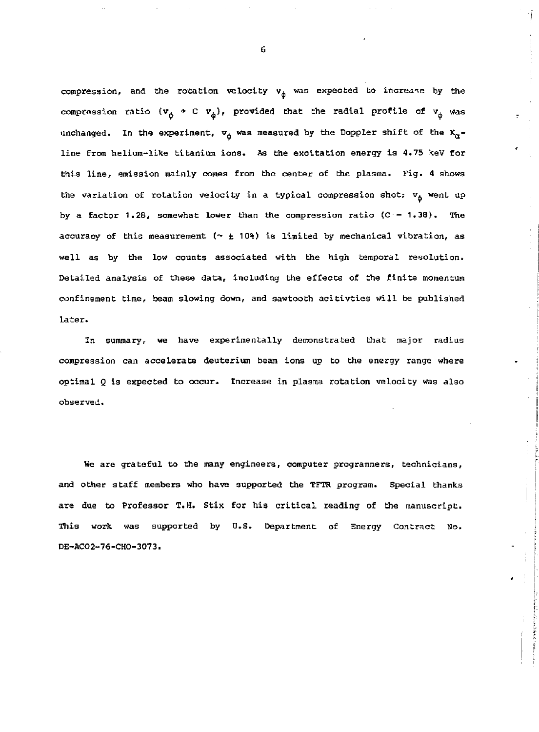compression, and the rotation velocity $v_\phi$ was expected to increase by the compression ratio ($v_\phi \rightarrow C\ v_\phi$), provided that the radial profile of $v_\phi$ was unchanged. In the experiment, $v_\phi$ was measured by the Doppler shift of the $K_\alpha$-line from helium-like titanium ions. As the excitation energy is 4.75 keV for this line, emission mainly comes from the center of the plasma. Fig. 4 shows the variation of rotation velocity in a typical compression shot; $v_\phi$ went up by a factor 1.28, somewhat lower than the compression ratio ($C = 1.38$). The accuracy of this measurement ($\sim \pm$ 10%) is limited by mechanical vibration, as well as by the low counts associated with the high temporal resolution. Detailed analysis of these data, including the effects of the finite momentum confinement time, beam slowing down, and sawtooth acitivties will be published later.

In summary, we have experimentally demonstrated that major radius compression can accelerate deuterium beam ions up to the energy range where optimal Q is expected to occur. Increase in plasma rotation velocity was also observed.

We are grateful to the many engineers, computer programmers, technicians, and other staff members who have supported the TFTR program. Special thanks are due to Professor T.H. Stix for his critical reading of the manuscript. This work was supported by U.S. Department of Energy Contract No. DE-AC02-76-CHO-3073.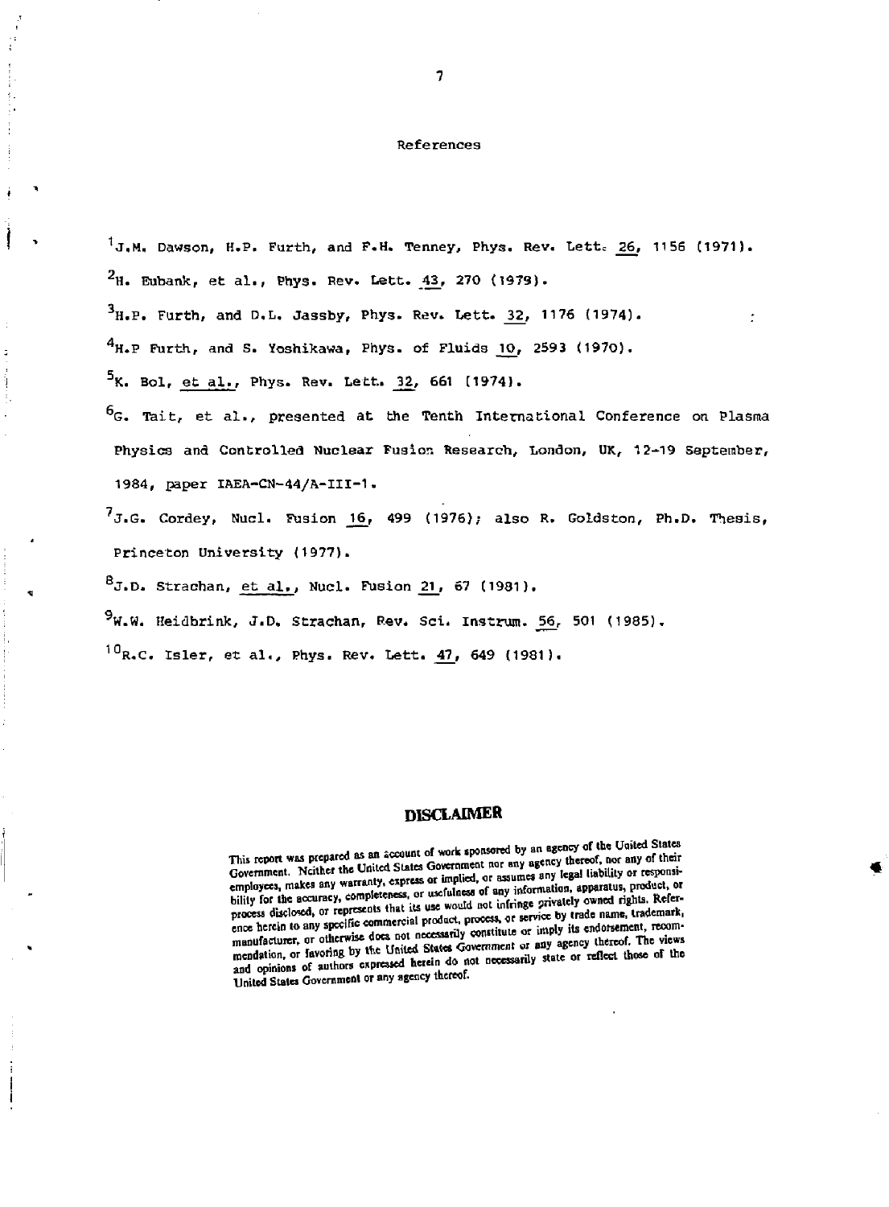# References

[1]J.M. Dawson, H.P. Furth, and F.H. Tenney, Phys. Rev. Lett. 26, 1156 (1971).

[2]H. Eubank, et al., Phys. Rev. Lett. 43, 270 (1979).

[3]H.P. Furth, and D.L. Jassby, Phys. Rev. Lett. 32, 1176 (1974).

[4]H.P Furth, and S. Yoshikawa, Phys. of Fluids 10, 2593 (1970).

[5]K. Bol, et al., Phys. Rev. Lett. 32, 661 (1974).

[6]G. Tait, et al., presented at the Tenth International Conference on Plasma Physics and Controlled Nuclear Fusion Research, London, UK, 12-19 September, 1984, paper IAEA-CN-44/A-III-1.

[7]J.G. Cordey, Nucl. Fusion 16, 499 (1976); also R. Goldston, Ph.D. Thesis, Princeton University (1977).

[8]J.D. Strachan, et al., Nucl. Fusion 21, 67 (1981).

[9]W.W. Heidbrink, J.D. Strachan, Rev. Sci. Instrum. 56, 501 (1985).

[10]R.C. Isler, et al., Phys. Rev. Lett. 47, 649 (1981).

## DISCLAIMER

This report was prepared as an account of work sponsored by an agency of the United States Government. Neither the United States Government nor any agency thereof, nor any of their employees, makes any warranty, express or implied, or assumes any legal liability or responsibility for the accuracy, completeness, or usefulness of any information, apparatus, product, or process disclosed, or represents that its use would not infringe privately owned rights. Reference herein to any specific commercial product, process, or service by trade name, trademark, manufacturer, or otherwise does not necessarily constitute or imply its endorsement, recommendation, or favoring by the United States Government or any agency thereof. The views and opinions of authors expressed herein do not necessarily state or reflect those of the United States Government or any agency thereof.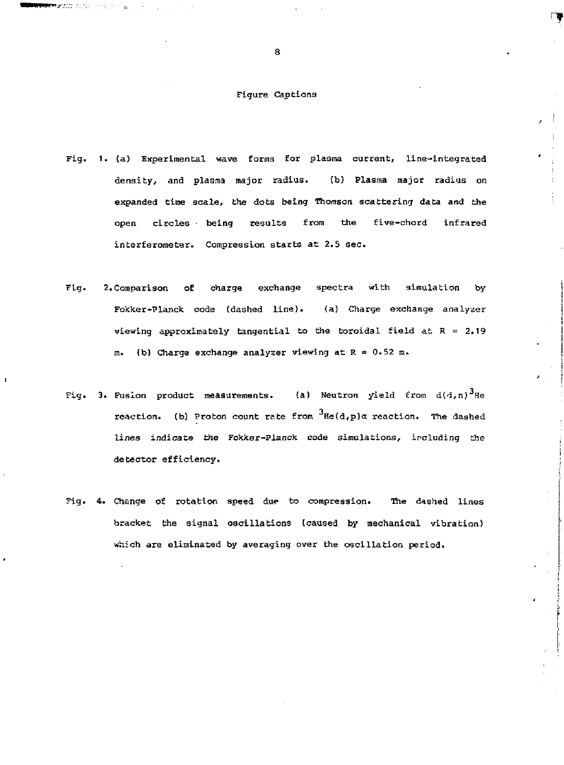# Figure Captions

Fig. 1. (a) Experimental wave forms for plasma current, line-integrated density, and plasma major radius. (b) Plasma major radius on expanded time scale, the dots being Thomson scattering data and the open circles being results from the five-chord infrared interferometer. Compression starts at 2.5 sec.

Fig. 2. Comparison of charge exchange spectra with simulation by Fokker-Planck code (dashed line). (a) Charge exchange analyzer viewing approximately tangential to the toroidal field at R = 2.19 m. (b) Charge exchange analyzer viewing at R = 0.52 m.

Fig. 3. Fusion product measurements. (a) Neutron yield from $d(d,n)^3He$ reaction. (b) Proton count rate from $^3He(d,p)\alpha$ reaction. The dashed lines indicate the Fokker-Planck code simulations, including the detector efficiency.

Fig. 4. Change of rotation speed due to compression. The dashed lines bracket the signal oscillations (caused by mechanical vibration) which are eliminated by averaging over the oscillation period.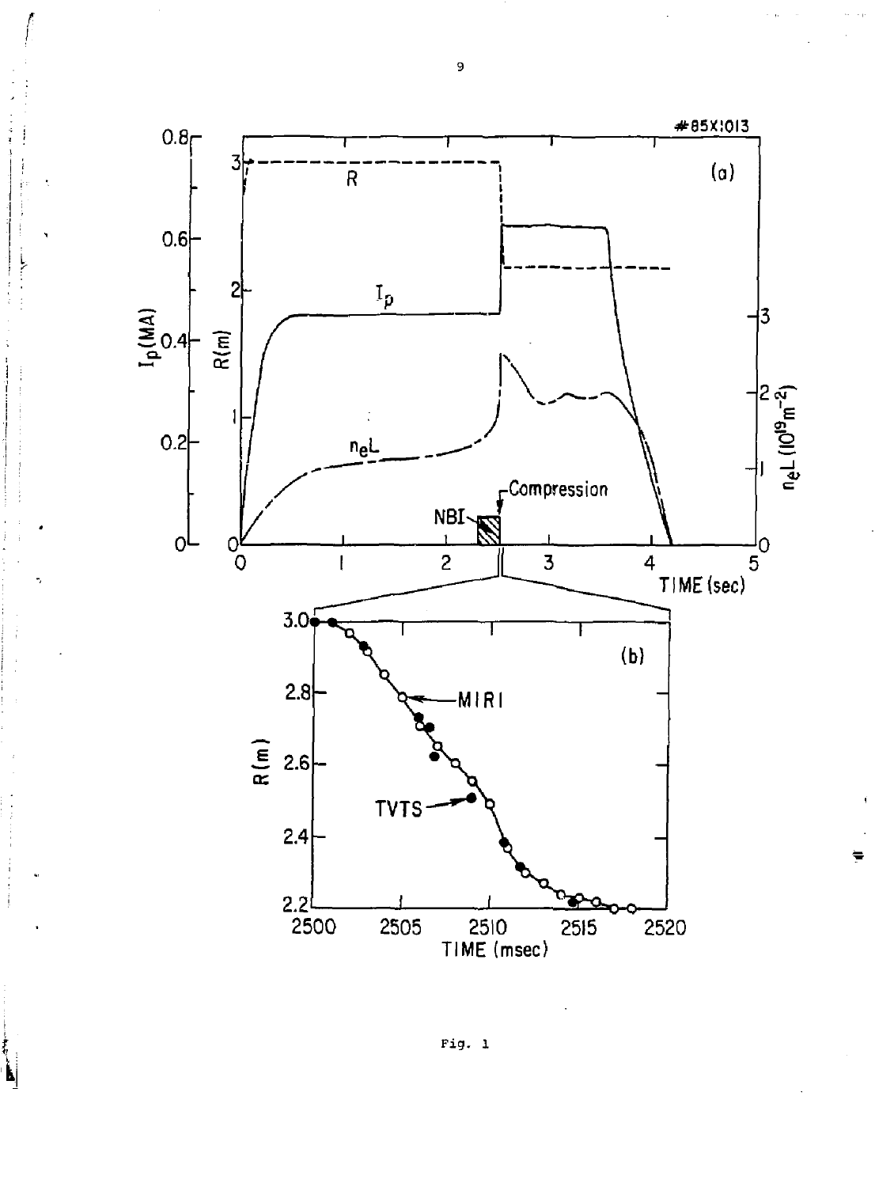Fig. 1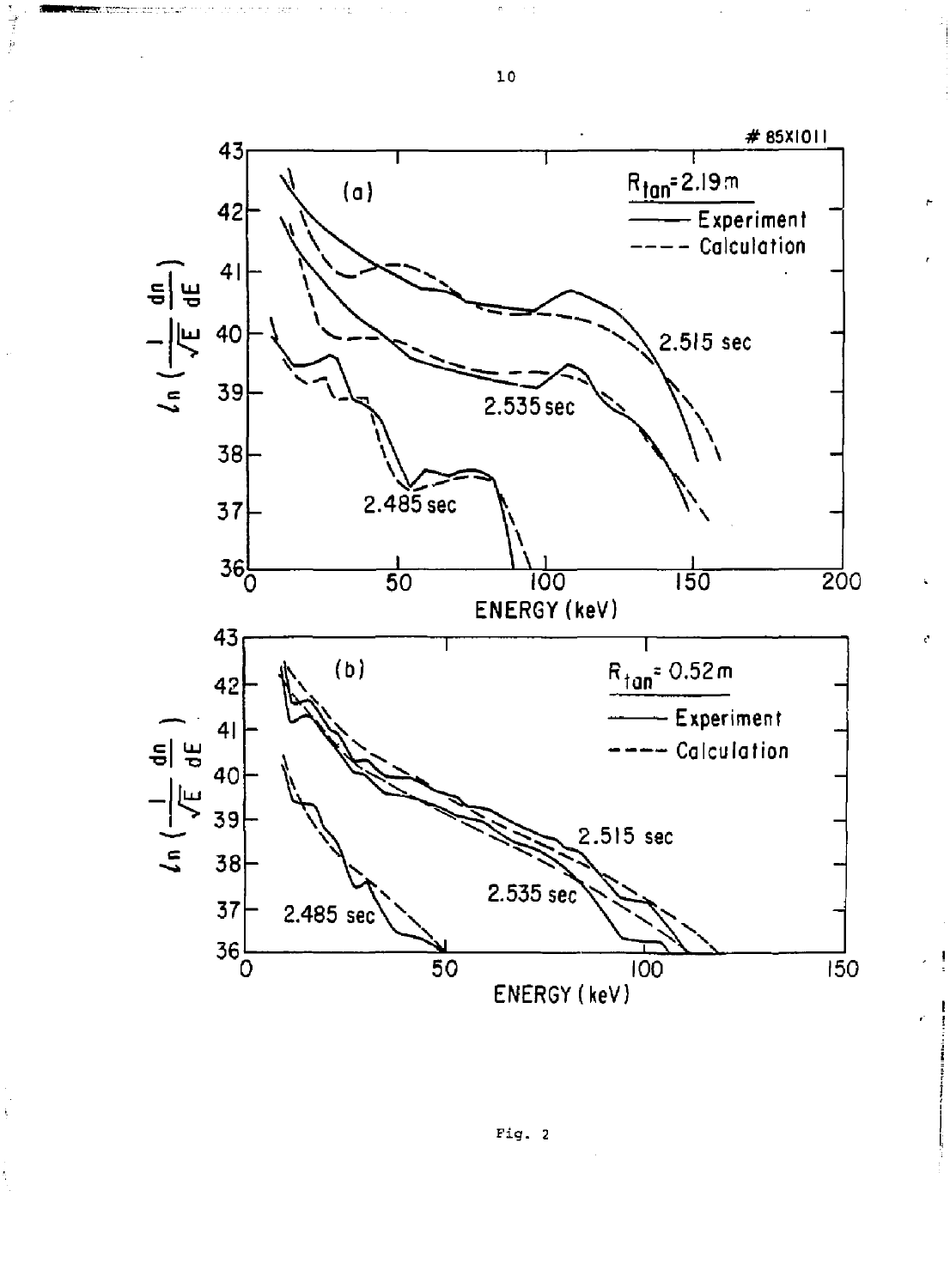Fig. 2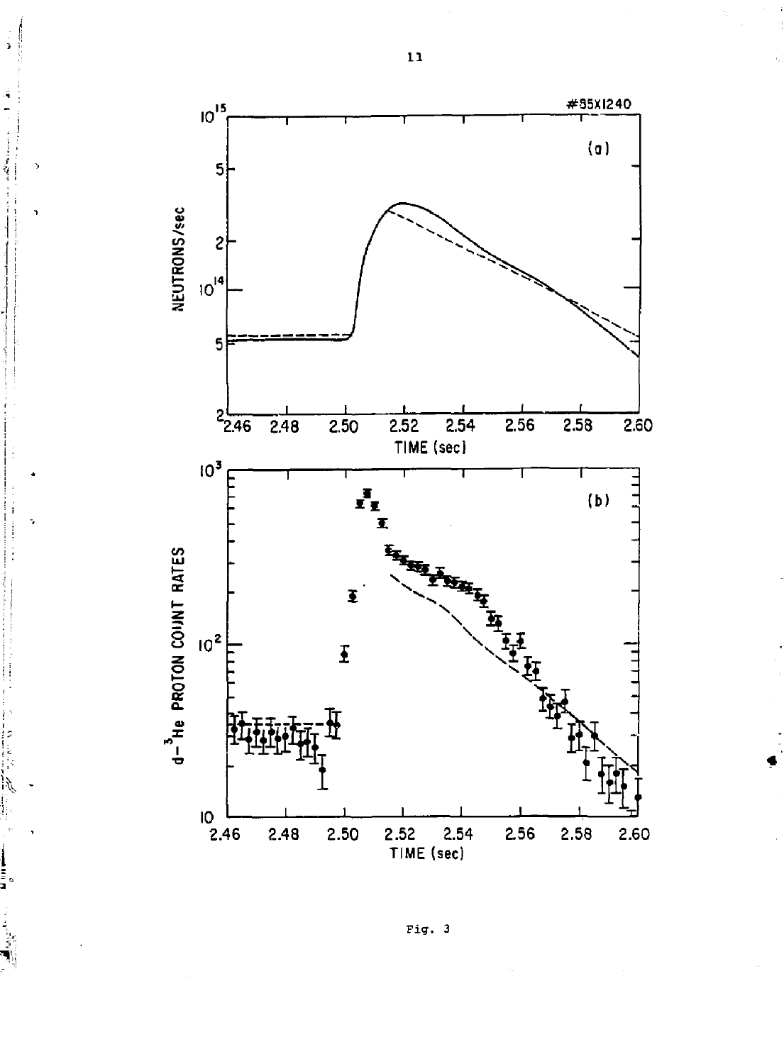Fig. 3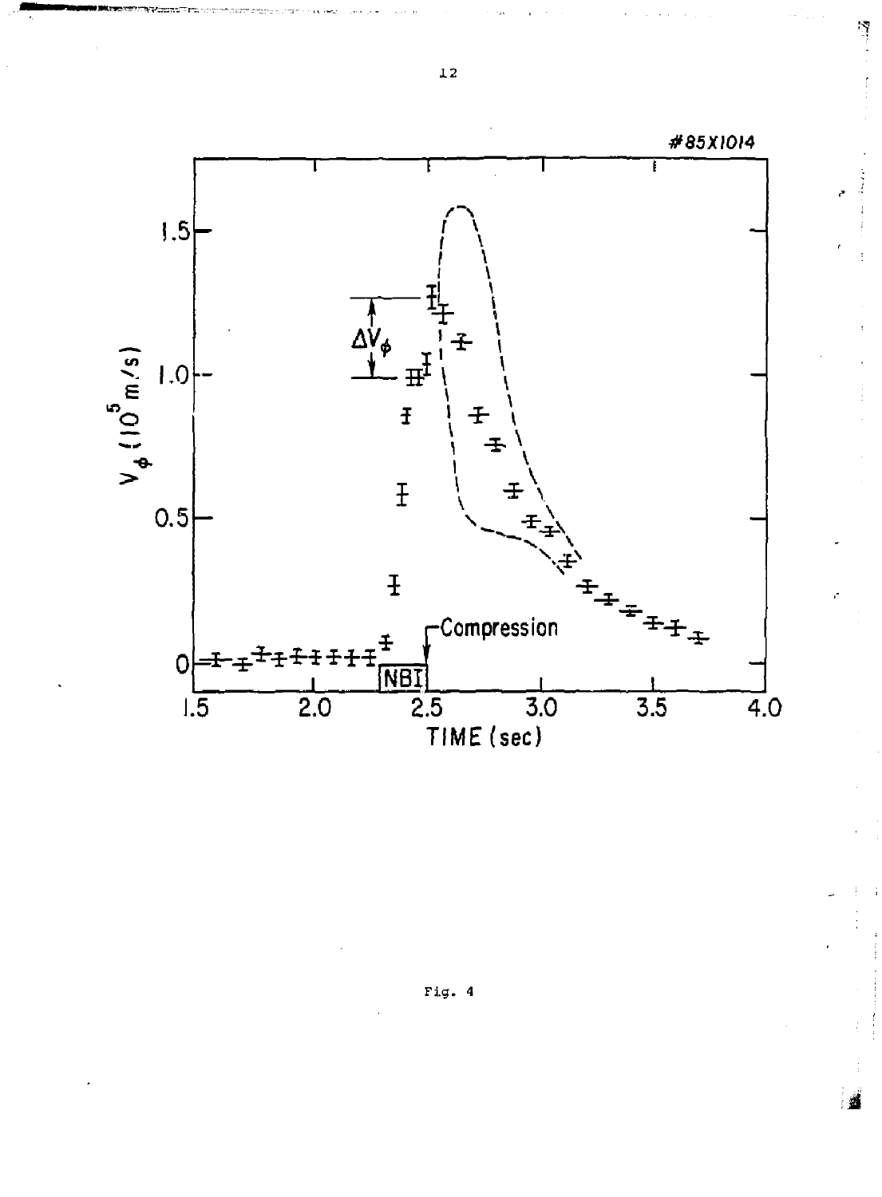Fig. 4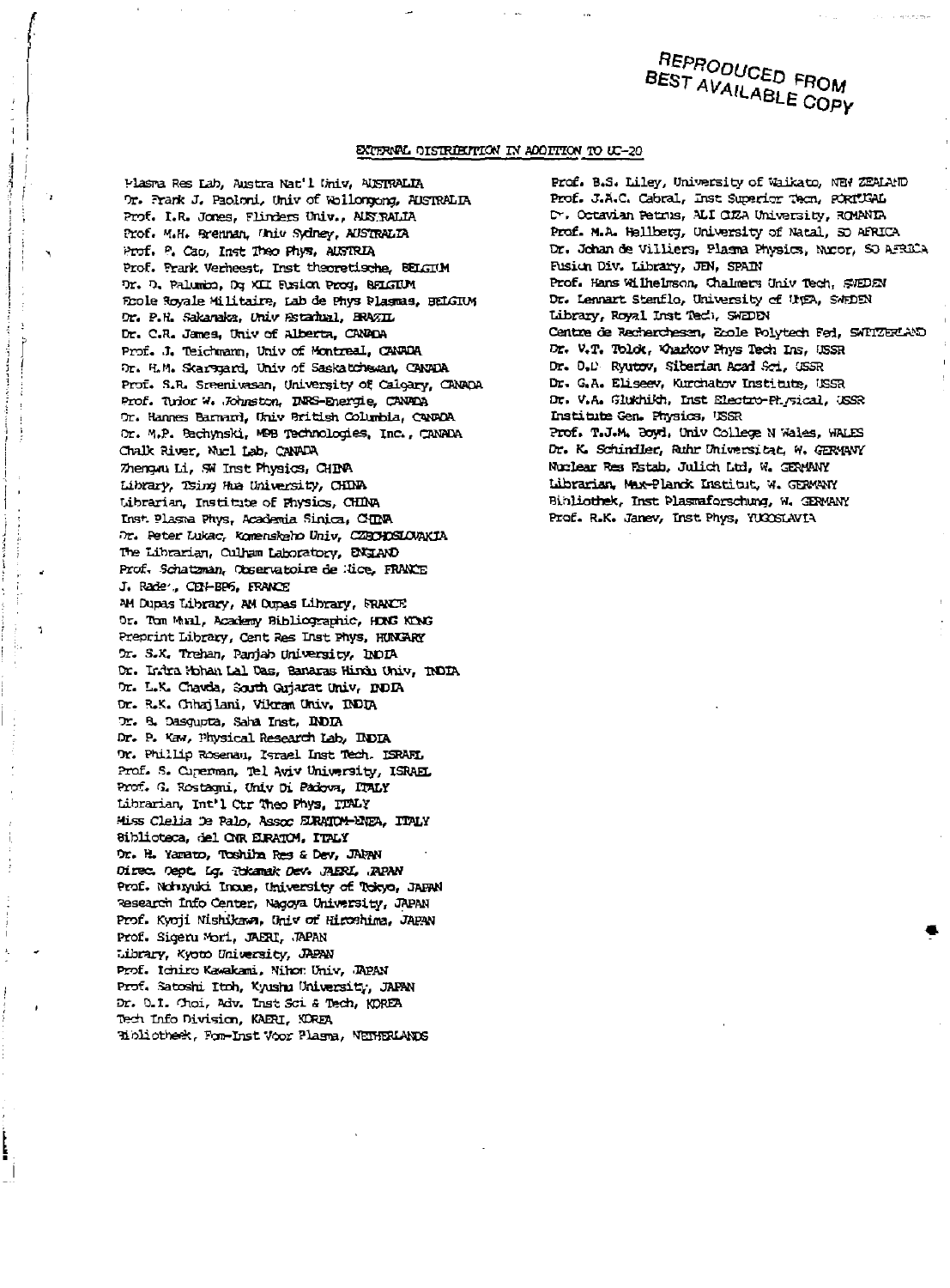REPRODUCED FROM BEST AVAILABLE COPY

EXTERNAL DISTRIBUTION IN ADDITION TO UC-20

Plasma Res Lab, Austra Nat'l Univ, AUSTRALIA
Dr. Frank J. Paoloni, Univ of Wollongong, AUSTRALIA
Prof. I.R. Jones, Flinders Univ., AUSTRALIA
Prof. M.H. Brennan, Univ Sydney, AUSTRALIA
Prof. F. Cap, Inst Theo Phys, AUSTRIA
Prof. Frank Verheest, Inst theoretische, BELGIUM
Dr. D. Palumbo, Dg XII Fusion Prog, BELGIUM
Ecole Royale Militaire, Lab de Phys Plasmas, BELGIUM
Dr. P.H. Sakanaka, Univ Estadual, BRAZIL
Dr. C.R. James, Univ of Alberta, CANADA
Prof. J. Teichmann, Univ of Montreal, CANADA
Dr. H.M. Skarsgard, Univ of Saskatchewan, CANADA
Prof. S.R. Sreenivasan, University of Calgary, CANADA
Prof. Tudor W. Johnston, INRS-Energie, CANADA
Dr. Hannes Barnard, Univ British Columbia, CANADA
Dr. M.P. Bachynski, MPB Technologies, Inc., CANADA
Chalk River, Nucl Lab, CANADA
Zhengwu Li, SW Inst Physics, CHINA
Library, Tsing Hua University, CHINA
Librarian, Institute of Physics, CHINA
Inst Plasma Phys, Academia Sinica, CHINA
Dr. Peter Lukac, Komenskeho Univ, CZECHOSLOVAKIA
The Librarian, Culham Laboratory, ENGLAND
Prof. Schatzman, Observatoire de Nice, FRANCE
J. Radet, CEN-BP6, FRANCE
AM Dupas Library, AM Dupas Library, FRANCE
Dr. Tom Mual, Academy Bibliographic, HONG KONG
Preprint Library, Cent Res Inst Phys, HUNGARY
Dr. S.K. Trehan, Panjab University, INDIA
Dr. Indra Mohan Lal Das, Banaras Hindu Univ, INDIA
Dr. L.K. Chavda, South Gujarat Univ, INDIA
Dr. R.K. Chhajlani, Vikram Univ. INDIA
Dr. B. Dasgupta, Saha Inst, INDIA
Dr. P. Kaw, Physical Research Lab, INDIA
Dr. Phillip Rosenau, Israel Inst Tech. ISRAEL
Prof. S. Cuperman, Tel Aviv University, ISRAEL
Prof. G. Rostagni, Univ Di Padova, ITALY
Librarian, Int'l Ctr Theo Phys, ITALY
Miss Clelia De Palo, Assoc EURATOM-ENEA, ITALY
Biblioteca, del CNR EURATOM, ITALY
Dr. H. Yamato, Toshiba Res & Dev, JAPAN
Direc. Dept. Lg. Tokamak Dev. JAERI, JAPAN
Prof. Nobuyuki Inoue, University of Tokyo, JAPAN
Research Info Center, Nagoya University, JAPAN
Prof. Kyoji Nishikawa, Univ of Hiroshima, JAPAN
Prof. Sigeru Mori, JAERI, JAPAN
Library, Kyoto University, JAPAN
Prof. Ichiro Kawakami, Nihon Univ, JAPAN
Prof. Satoshi Itoh, Kyushu University, JAPAN
Dr. D.I. Choi, Adv. Inst Sci & Tech, KOREA
Tech Info Division, KAERI, KOREA
Bibliotheek, Fom-Inst Voor Plasma, NETHERLANDS
Prof. B.S. Liley, University of Waikato, NEW ZEALAND
Prof. J.A.C. Cabral, Inst Superior Tecn, PORTUGAL
Dr. Octavian Petrus, ALI CUZA University, ROMANIA
Prof. M.A. Hellberg, University of Natal, SO AFRICA
Dr. Johan de Villiers, Plasma Physics, Nucor, SO AFRICA
Fusion Div. Library, JEN, SPAIN
Prof. Hans Wilhelmson, Chalmers Univ Tech, SWEDEN
Dr. Lennart Stenflo, University of UMEA, SWEDEN
Library, Royal Inst Tech, SWEDEN
Centre de Recherchesen, Ecole Polytech Fed, SWITZERLAND
Dr. V.T. Tolok, Kharkov Phys Tech Ins, USSR
Dr. D.D. Ryutov, Siberian Acad Sci, USSR
Dr. G.A. Eliseev, Kurchatov Institute, USSR
Dr. V.A. Glukhikh, Inst Electro-Physical, USSR
Institute Gen. Physics, USSR
Prof. T.J.M. Boyd, Univ College N Wales, WALES
Dr. K. Schindler, Ruhr Universitat, W. GERMANY
Nuclear Res Estab, Julich Ltd, W. GERMANY
Librarian, Max-Planck Institut, W. GERMANY
Bibliothek, Inst Plasmaforschung, W. GERMANY
Prof. R.K. Janev, Inst Phys, YUGOSLAVIA